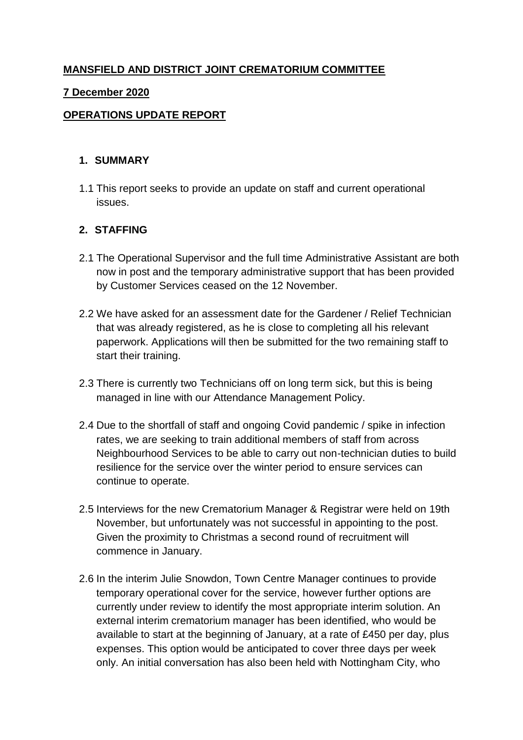**MANSFIELD AND DISTRICT JOINT CREMATORIUM COMMITTEE**

**7 December 2020**

**OPERATIONS UPDATE REPORT**

## 1. SUMMARY

1.1 This report seeks to provide an update on staff and current operational issues.

## 2. STAFFING

2.1 The Operational Supervisor and the full time Administrative Assistant are both now in post and the temporary administrative support that has been provided by Customer Services ceased on the 12 November.

2.2 We have asked for an assessment date for the Gardener / Relief Technician that was already registered, as he is close to completing all his relevant paperwork. Applications will then be submitted for the two remaining staff to start their training.

2.3 There is currently two Technicians off on long term sick, but this is being managed in line with our Attendance Management Policy.

2.4 Due to the shortfall of staff and ongoing Covid pandemic / spike in infection rates, we are seeking to train additional members of staff from across Neighbourhood Services to be able to carry out non-technician duties to build resilience for the service over the winter period to ensure services can continue to operate.

2.5 Interviews for the new Crematorium Manager & Registrar were held on 19th November, but unfortunately was not successful in appointing to the post. Given the proximity to Christmas a second round of recruitment will commence in January.

2.6 In the interim Julie Snowdon, Town Centre Manager continues to provide temporary operational cover for the service, however further options are currently under review to identify the most appropriate interim solution. An external interim crematorium manager has been identified, who would be available to start at the beginning of January, at a rate of £450 per day, plus expenses. This option would be anticipated to cover three days per week only. An initial conversation has also been held with Nottingham City, who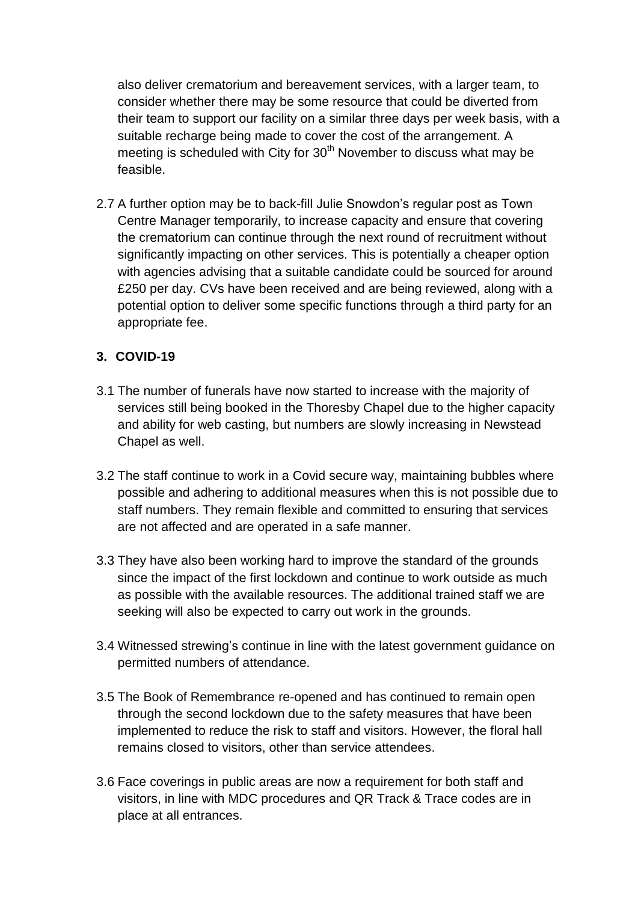also deliver crematorium and bereavement services, with a larger team, to consider whether there may be some resource that could be diverted from their team to support our facility on a similar three days per week basis, with a suitable recharge being made to cover the cost of the arrangement. A meeting is scheduled with City for 30th November to discuss what may be feasible.

2.7 A further option may be to back-fill Julie Snowdon's regular post as Town Centre Manager temporarily, to increase capacity and ensure that covering the crematorium can continue through the next round of recruitment without significantly impacting on other services. This is potentially a cheaper option with agencies advising that a suitable candidate could be sourced for around £250 per day. CVs have been received and are being reviewed, along with a potential option to deliver some specific functions through a third party for an appropriate fee.

### 3. COVID-19

3.1 The number of funerals have now started to increase with the majority of services still being booked in the Thoresby Chapel due to the higher capacity and ability for web casting, but numbers are slowly increasing in Newstead Chapel as well.

3.2 The staff continue to work in a Covid secure way, maintaining bubbles where possible and adhering to additional measures when this is not possible due to staff numbers. They remain flexible and committed to ensuring that services are not affected and are operated in a safe manner.

3.3 They have also been working hard to improve the standard of the grounds since the impact of the first lockdown and continue to work outside as much as possible with the available resources. The additional trained staff we are seeking will also be expected to carry out work in the grounds.

3.4 Witnessed strewing's continue in line with the latest government guidance on permitted numbers of attendance.

3.5 The Book of Remembrance re-opened and has continued to remain open through the second lockdown due to the safety measures that have been implemented to reduce the risk to staff and visitors. However, the floral hall remains closed to visitors, other than service attendees.

3.6 Face coverings in public areas are now a requirement for both staff and visitors, in line with MDC procedures and QR Track & Trace codes are in place at all entrances.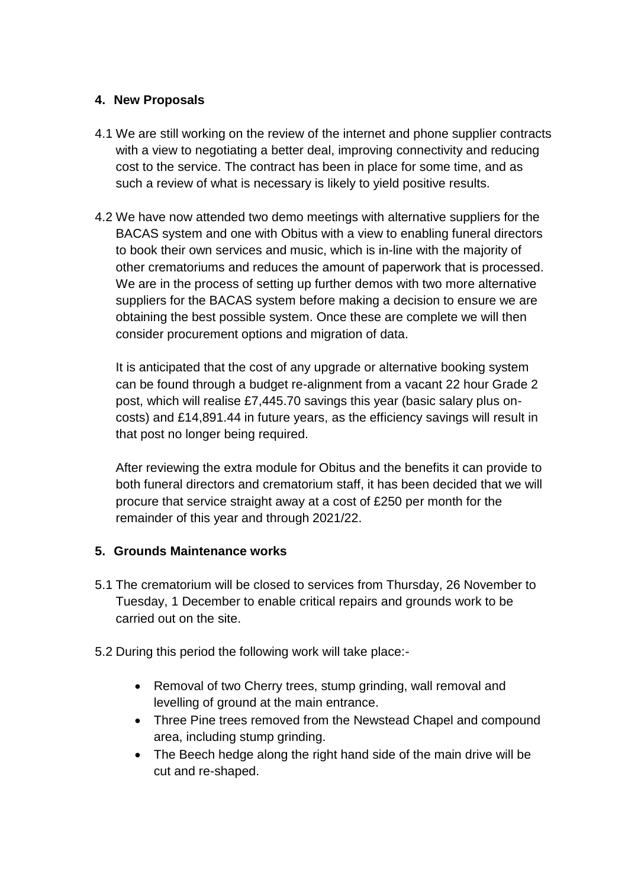## 4. New Proposals

4.1 We are still working on the review of the internet and phone supplier contracts with a view to negotiating a better deal, improving connectivity and reducing cost to the service. The contract has been in place for some time, and as such a review of what is necessary is likely to yield positive results.

4.2 We have now attended two demo meetings with alternative suppliers for the BACAS system and one with Obitus with a view to enabling funeral directors to book their own services and music, which is in-line with the majority of other crematoriums and reduces the amount of paperwork that is processed. We are in the process of setting up further demos with two more alternative suppliers for the BACAS system before making a decision to ensure we are obtaining the best possible system. Once these are complete we will then consider procurement options and migration of data.

It is anticipated that the cost of any upgrade or alternative booking system can be found through a budget re-alignment from a vacant 22 hour Grade 2 post, which will realise £7,445.70 savings this year (basic salary plus on-costs) and £14,891.44 in future years, as the efficiency savings will result in that post no longer being required.

After reviewing the extra module for Obitus and the benefits it can provide to both funeral directors and crematorium staff, it has been decided that we will procure that service straight away at a cost of £250 per month for the remainder of this year and through 2021/22.

## 5. Grounds Maintenance works

5.1 The crematorium will be closed to services from Thursday, 26 November to Tuesday, 1 December to enable critical repairs and grounds work to be carried out on the site.

5.2 During this period the following work will take place:-

- Removal of two Cherry trees, stump grinding, wall removal and levelling of ground at the main entrance.
- Three Pine trees removed from the Newstead Chapel and compound area, including stump grinding.
- The Beech hedge along the right hand side of the main drive will be cut and re-shaped.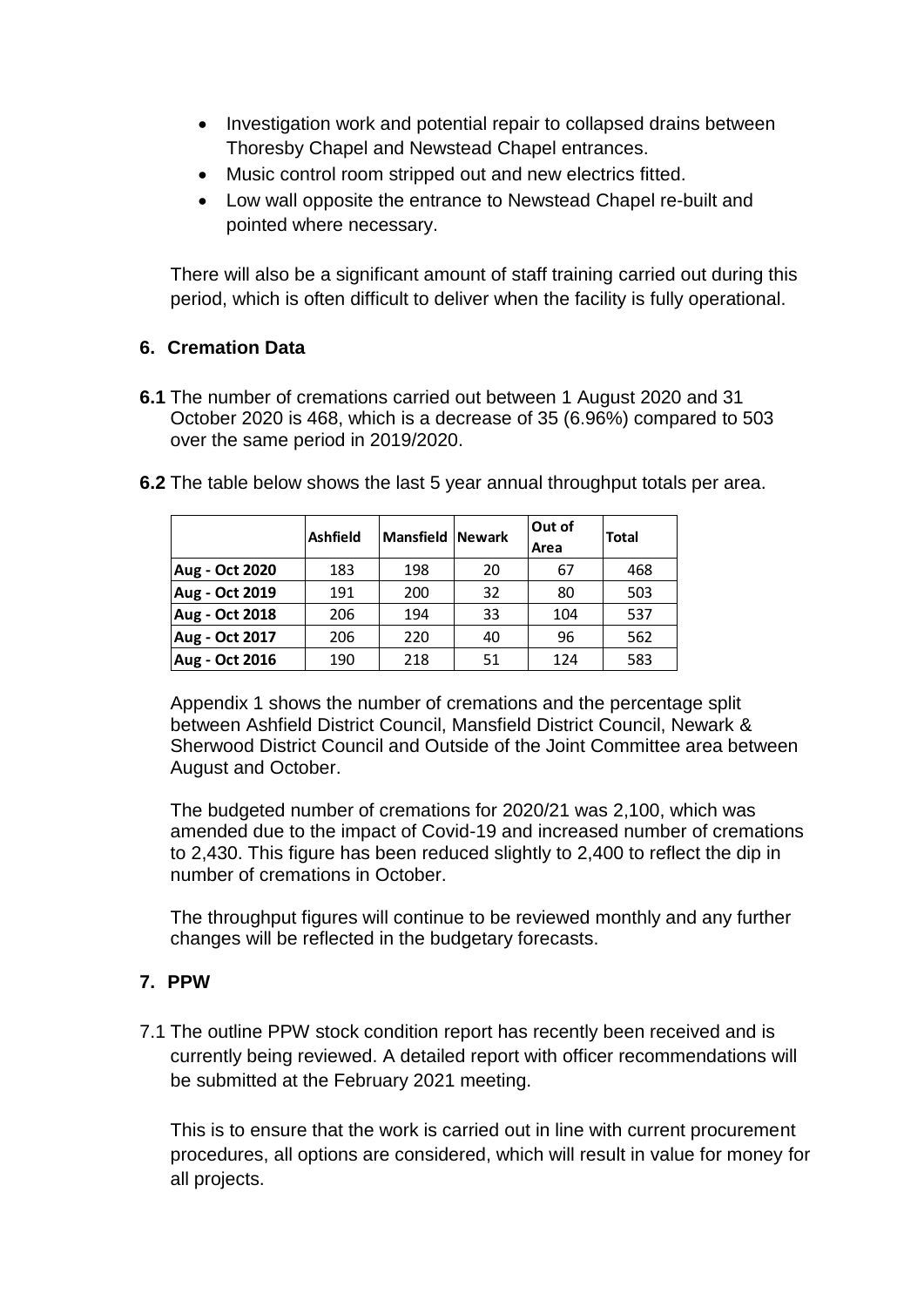- Investigation work and potential repair to collapsed drains between Thoresby Chapel and Newstead Chapel entrances.
- Music control room stripped out and new electrics fitted.
- Low wall opposite the entrance to Newstead Chapel re-built and pointed where necessary.

There will also be a significant amount of staff training carried out during this period, which is often difficult to deliver when the facility is fully operational.

## 6. Cremation Data

**6.1** The number of cremations carried out between 1 August 2020 and 31 October 2020 is 468, which is a decrease of 35 (6.96%) compared to 503 over the same period in 2019/2020.

**6.2** The table below shows the last 5 year annual throughput totals per area.

| | Ashfield | Mansfield | Newark | Out of Area | Total |
|---|---|---|---|---|---|
| **Aug - Oct 2020** | 183 | 198 | 20 | 67 | 468 |
| **Aug - Oct 2019** | 191 | 200 | 32 | 80 | 503 |
| **Aug - Oct 2018** | 206 | 194 | 33 | 104 | 537 |
| **Aug - Oct 2017** | 206 | 220 | 40 | 96 | 562 |
| **Aug - Oct 2016** | 190 | 218 | 51 | 124 | 583 |

Appendix 1 shows the number of cremations and the percentage split between Ashfield District Council, Mansfield District Council, Newark & Sherwood District Council and Outside of the Joint Committee area between August and October.

The budgeted number of cremations for 2020/21 was 2,100, which was amended due to the impact of Covid-19 and increased number of cremations to 2,430. This figure has been reduced slightly to 2,400 to reflect the dip in number of cremations in October.

The throughput figures will continue to be reviewed monthly and any further changes will be reflected in the budgetary forecasts.

## 7. PPW

7.1 The outline PPW stock condition report has recently been received and is currently being reviewed. A detailed report with officer recommendations will be submitted at the February 2021 meeting.

This is to ensure that the work is carried out in line with current procurement procedures, all options are considered, which will result in value for money for all projects.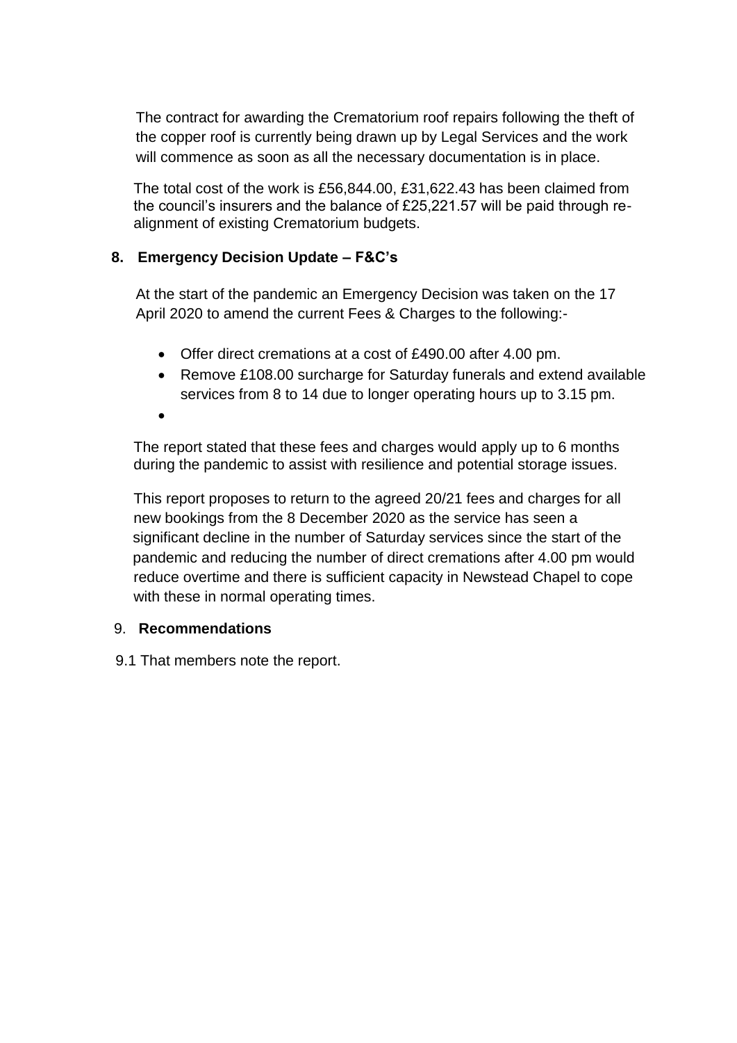The contract for awarding the Crematorium roof repairs following the theft of the copper roof is currently being drawn up by Legal Services and the work will commence as soon as all the necessary documentation is in place.

The total cost of the work is £56,844.00, £31,622.43 has been claimed from the council's insurers and the balance of £25,221.57 will be paid through re-alignment of existing Crematorium budgets.

## 8. Emergency Decision Update – F&C's

At the start of the pandemic an Emergency Decision was taken on the 17 April 2020 to amend the current Fees & Charges to the following:-

- Offer direct cremations at a cost of £490.00 after 4.00 pm.
- Remove £108.00 surcharge for Saturday funerals and extend available services from 8 to 14 due to longer operating hours up to 3.15 pm.
- 

The report stated that these fees and charges would apply up to 6 months during the pandemic to assist with resilience and potential storage issues.

This report proposes to return to the agreed 20/21 fees and charges for all new bookings from the 8 December 2020 as the service has seen a significant decline in the number of Saturday services since the start of the pandemic and reducing the number of direct cremations after 4.00 pm would reduce overtime and there is sufficient capacity in Newstead Chapel to cope with these in normal operating times.

## 9. Recommendations

9.1 That members note the report.